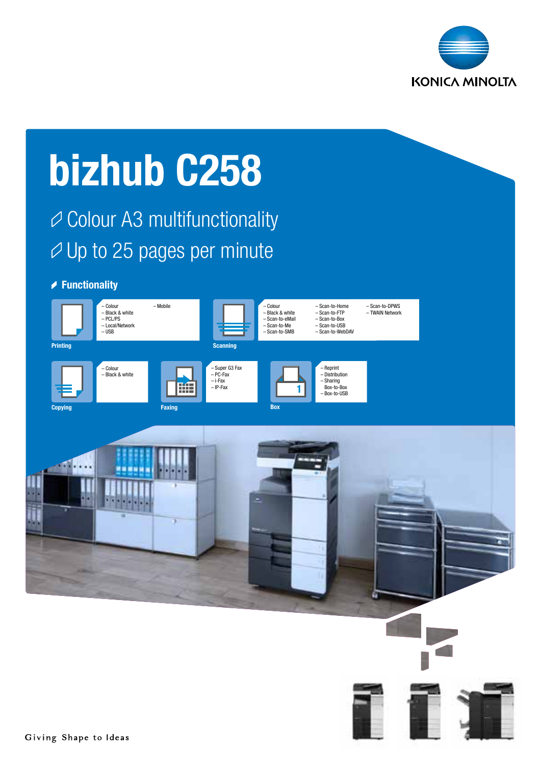KONICA MINOLTA

# bizhub C258

## Colour A3 multifunctionality

## Up to 25 pages per minute

### Functionality

**Printing**
- Colour
- Black & white
- PCL/PS
- Local/Network
- USB
- Mobile

**Scanning**
- Colour
- Black & white
- Scan-to-eMail
- Scan-to-Me
- Scan-to-SMB
- Scan-to-Home
- Scan-to-FTP
- Scan-to-Box
- Scan-to-USB
- Scan-to-WebDAV
- Scan-to-DPWS
- TWAIN Network

**Copying**
- Colour
- Black & white

**Faxing**
- Super G3 Fax
- PC-Fax
- i-Fax
- IP-Fax

**Box**
- Reprint
- Distribution
- Sharing
  Box-to-Box
- Box-to-USB

Giving Shape to Ideas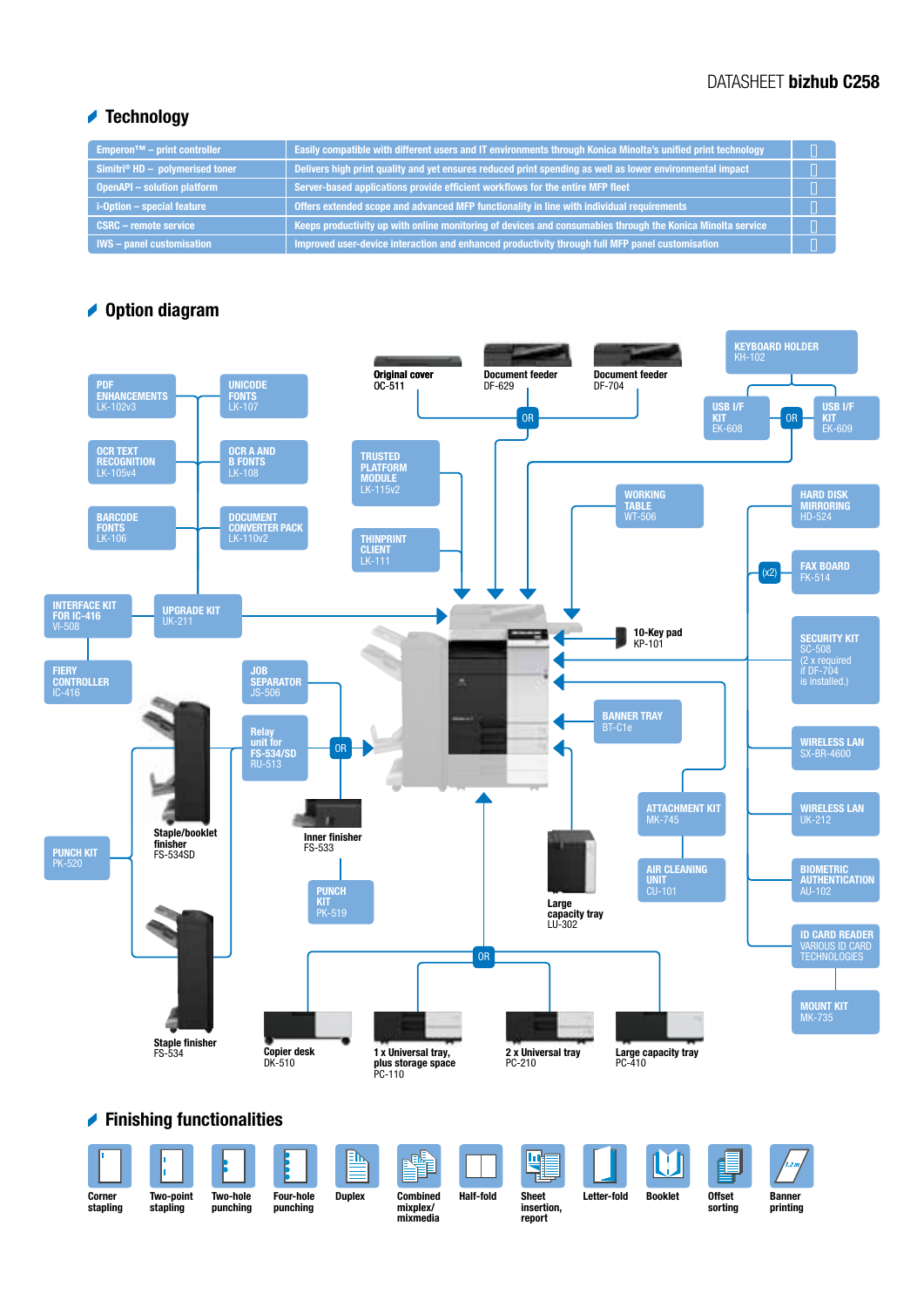DATASHEET **bizhub C258**

## Technology

| | | |
|---|---|---|
| Emperon™ – print controller | Easily compatible with different users and IT environments through Konica Minolta's unified print technology | |
| Simitri® HD – polymerised toner | Delivers high print quality and yet ensures reduced print spending as well as lower environmental impact | |
| OpenAPI – solution platform | Server-based applications provide efficient workflows for the entire MFP fleet | |
| i-Option – special feature | Offers extended scope and advanced MFP functionality in line with individual requirements | |
| CSRC – remote service | Keeps productivity up with online monitoring of devices and consumables through the Konica Minolta service | |
| IWS – panel customisation | Improved user-device interaction and enhanced productivity through full MFP panel customisation | |

## Option diagram

- PDF ENHANCEMENTS LK-102v3
- UNICODE FONTS LK-107
- OCR TEXT RECOGNITION LK-105v4
- OCR A AND B FONTS LK-108
- BARCODE FONTS LK-106
- DOCUMENT CONVERTER PACK LK-110v2
- INTERFACE KIT FOR IC-416 VI-508
- UPGRADE KIT UK-211
- FIERY CONTROLLER IC-416
- TRUSTED PLATFORM MODULE LK-115v2
- THINPRINT CLIENT LK-111
- Original cover OC-511
- Document feeder DF-629 OR Document feeder DF-704
- KEYBOARD HOLDER KH-102
- USB I/F KIT EK-608 OR USB I/F KIT EK-609
- WORKING TABLE WT-506
- HARD DISK MIRRORING HD-524
- FAX BOARD FK-514 (x2)
- 10-Key pad KP-101
- SECURITY KIT SC-508 (2 x required if DF-704 is installed.)
- BANNER TRAY BT-C1e
- WIRELESS LAN SX-BR-4600
- WIRELESS LAN UK-212
- ATTACHMENT KIT MK-745
- AIR CLEANING UNIT CU-101
- BIOMETRIC AUTHENTICATION AU-102
- ID CARD READER VARIOUS ID CARD TECHNOLOGIES
- MOUNT KIT MK-735
- JOB SEPARATOR JS-506
- Relay unit for FS-534/SD RU-513 OR Inner finisher FS-533
- PUNCH KIT PK-519
- Staple/booklet finisher FS-534SD
- Staple finisher FS-534
- PUNCH KIT PK-520
- Large capacity tray LU-302
- Copier desk DK-510 OR 1 x Universal tray, plus storage space PC-110 OR 2 x Universal tray PC-210 OR Large capacity tray PC-410

## Finishing functionalities

- Corner stapling
- Two-point stapling
- Two-hole punching
- Four-hole punching
- Duplex
- Combined mixplex/ mixmedia
- Half-fold
- Sheet insertion, report
- Letter-fold
- Booklet
- Offset sorting
- Banner printing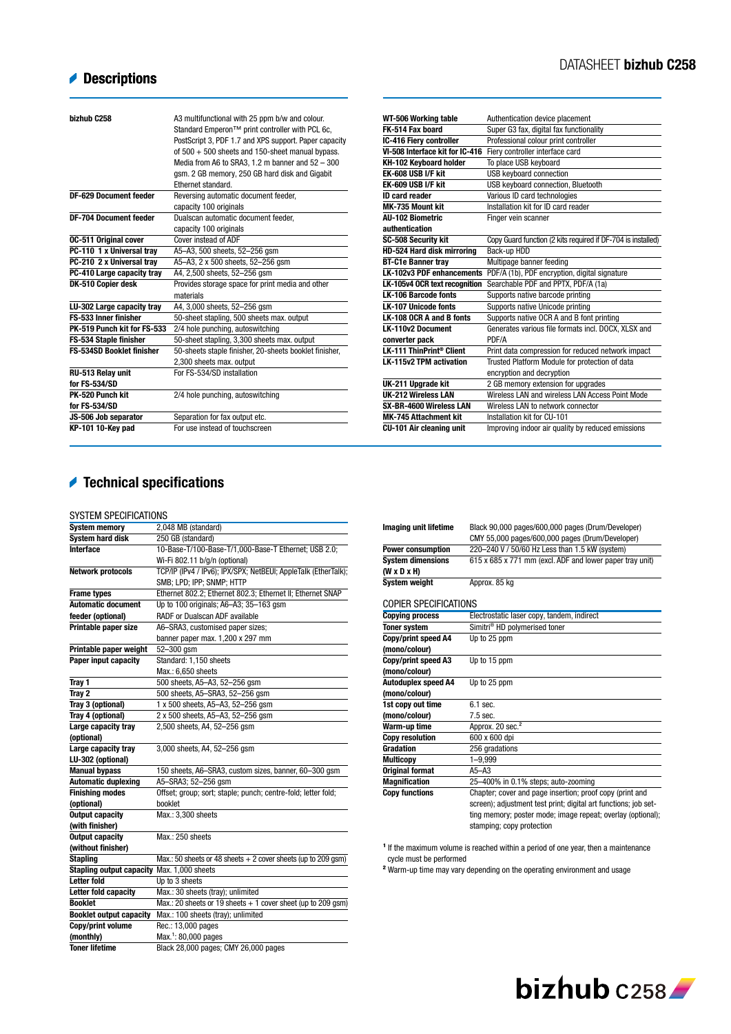## Descriptions

| | |
|---|---|
| **bizhub C258** | A3 multifunctional with 25 ppm b/w and colour. Standard Emperon™ print controller with PCL 6c, PostScript 3, PDF 1.7 and XPS support. Paper capacity of 500 + 500 sheets and 150-sheet manual bypass. Media from A6 to SRA3, 1.2 m banner and 52 – 300 gsm. 2 GB memory, 250 GB hard disk and Gigabit Ethernet standard. |
| **DF-629 Document feeder** | Reversing automatic document feeder, capacity 100 originals |
| **DF-704 Document feeder** | Dualscan automatic document feeder, capacity 100 originals |
| **OC-511 Original cover** | Cover instead of ADF |
| **PC-110 1 x Universal tray** | A5–A3, 500 sheets, 52–256 gsm |
| **PC-210 2 x Universal tray** | A5–A3, 2 x 500 sheets, 52–256 gsm |
| **PC-410 Large capacity tray** | A4, 2,500 sheets, 52–256 gsm |
| **DK-510 Copier desk** | Provides storage space for print media and other materials |
| **LU-302 Large capacity tray** | A4, 3,000 sheets, 52–256 gsm |
| **FS-533 Inner finisher** | 50-sheet stapling, 500 sheets max. output |
| **PK-519 Punch kit for FS-533** | 2/4 hole punching, autoswitching |
| **FS-534 Staple finisher** | 50-sheet stapling, 3,300 sheets max. output |
| **FS-534SD Booklet finisher** | 50-sheets staple finisher, 20-sheets booklet finisher, 2,300 sheets max. output |
| **RU-513 Relay unit for FS-534/SD** | For FS-534/SD installation |
| **PK-520 Punch kit for FS-534/SD** | 2/4 hole punching, autoswitching |
| **JS-506 Job separator** | Separation for fax output etc. |
| **KP-101 10-Key pad** | For use instead of touchscreen |
| **WT-506 Working table** | Authentication device placement |
| **FK-514 Fax board** | Super G3 fax, digital fax functionality |
| **IC-416 Fiery controller** | Professional colour print controller |
| **VI-508 Interface kit for IC-416** | Fiery controller interface card |
| **KH-102 Keyboard holder** | To place USB keyboard |
| **EK-608 USB I/F kit** | USB keyboard connection |
| **EK-609 USB I/F kit** | USB keyboard connection, Bluetooth |
| **ID card reader** | Various ID card technologies |
| **MK-735 Mount kit** | Installation kit for ID card reader |
| **AU-102 Biometric authentication** | Finger vein scanner |
| **SC-508 Security kit** | Copy Guard function (2 kits required if DF-704 is installed) |
| **HD-524 Hard disk mirroring** | Back-up HDD |
| **BT-C1e Banner tray** | Multipage banner feeding |
| **LK-102v3 PDF enhancements** | PDF/A (1b), PDF encryption, digital signature |
| **LK-105v4 OCR text recognition** | Searchable PDF and PPTX, PDF/A (1a) |
| **LK-106 Barcode fonts** | Supports native barcode printing |
| **LK-107 Unicode fonts** | Supports native Unicode printing |
| **LK-108 OCR A and B fonts** | Supports native OCR A and B font printing |
| **LK-110v2 Document converter pack** | Generates various file formats incl. DOCX, XLSX and PDF/A |
| **LK-111 ThinPrint® Client** | Print data compression for reduced network impact |
| **LK-115v2 TPM activation** | Trusted Platform Module for protection of data encryption and decryption |
| **UK-211 Upgrade kit** | 2 GB memory extension for upgrades |
| **UK-212 Wireless LAN** | Wireless LAN and wireless LAN Access Point Mode |
| **SX-BR-4600 Wireless LAN** | Wireless LAN to network connector |
| **MK-745 Attachment kit** | Installation kit for CU-101 |
| **CU-101 Air cleaning unit** | Improving indoor air quality by reduced emissions |

## Technical specifications

### SYSTEM SPECIFICATIONS

| | |
|---|---|
| **System memory** | 2,048 MB (standard) |
| **System hard disk** | 250 GB (standard) |
| **Interface** | 10-Base-T/100-Base-T/1,000-Base-T Ethernet; USB 2.0; Wi-Fi 802.11 b/g/n (optional) |
| **Network protocols** | TCP/IP (IPv4 / IPv6); IPX/SPX; NetBEUI; AppleTalk (EtherTalk); SMB; LPD; IPP; SNMP; HTTP |
| **Frame types** | Ethernet 802.2; Ethernet 802.3; Ethernet II; Ethernet SNAP |
| **Automatic document feeder (optional)** | Up to 100 originals; A6–A3; 35–163 gsm RADF or Dualscan ADF available |
| **Printable paper size** | A6–SRA3, customised paper sizes; banner paper max. 1,200 x 297 mm |
| **Printable paper weight** | 52–300 gsm |
| **Paper input capacity** | Standard: 1,150 sheets Max.: 6,650 sheets |
| **Tray 1** | 500 sheets, A5–A3, 52–256 gsm |
| **Tray 2** | 500 sheets, A5–SRA3, 52–256 gsm |
| **Tray 3 (optional)** | 1 x 500 sheets, A5–A3, 52–256 gsm |
| **Tray 4 (optional)** | 2 x 500 sheets, A5–A3, 52–256 gsm |
| **Large capacity tray (optional)** | 2,500 sheets, A4, 52–256 gsm |
| **Large capacity tray LU-302 (optional)** | 3,000 sheets, A4, 52–256 gsm |
| **Manual bypass** | 150 sheets, A6–SRA3, custom sizes, banner, 60–300 gsm |
| **Automatic duplexing** | A5–SRA3; 52–256 gsm |
| **Finishing modes (optional)** | Offset; group; sort; staple; punch; centre-fold; letter fold; booklet |
| **Output capacity (with finisher)** | Max.: 3,300 sheets |
| **Output capacity (without finisher)** | Max.: 250 sheets |
| **Stapling** | Max.: 50 sheets or 48 sheets + 2 cover sheets (up to 209 gsm) |
| **Stapling output capacity** | Max. 1,000 sheets |
| **Letter fold** | Up to 3 sheets |
| **Letter fold capacity** | Max.: 30 sheets (tray); unlimited |
| **Booklet** | Max.: 20 sheets or 19 sheets + 1 cover sheet (up to 209 gsm) |
| **Booklet output capacity** | Max.: 100 sheets (tray); unlimited |
| **Copy/print volume (monthly)** | Rec.: 13,000 pages Max.[1]: 80,000 pages |
| **Toner lifetime** | Black 28,000 pages; CMY 26,000 pages |
| **Imaging unit lifetime** | Black 90,000 pages/600,000 pages (Drum/Developer) CMY 55,000 pages/600,000 pages (Drum/Developer) |
| **Power consumption** | 220–240 V / 50/60 Hz Less than 1.5 kW (system) |
| **System dimensions (W x D x H)** | 615 x 685 x 771 mm (excl. ADF and lower paper tray unit) |
| **System weight** | Approx. 85 kg |

### COPIER SPECIFICATIONS

| | |
|---|---|
| **Copying process** | Electrostatic laser copy, tandem, indirect |
| **Toner system** | Simitri® HD polymerised toner |
| **Copy/print speed A4 (mono/colour)** | Up to 25 ppm |
| **Copy/print speed A3 (mono/colour)** | Up to 15 ppm |
| **Autoduplex speed A4 (mono/colour)** | Up to 25 ppm |
| **1st copy out time (mono/colour)** | 6.1 sec. 7.5 sec. |
| **Warm-up time** | Approx. 20 sec.[2] |
| **Copy resolution** | 600 x 600 dpi |
| **Gradation** | 256 gradations |
| **Multicopy** | 1–9,999 |
| **Original format** | A5–A3 |
| **Magnification** | 25–400% in 0.1% steps; auto-zooming |
| **Copy functions** | Chapter; cover and page insertion; proof copy (print and screen); adjustment test print; digital art functions; job setting memory; poster mode; image repeat; overlay (optional); stamping; copy protection |

[1] If the maximum volume is reached within a period of one year, then a maintenance cycle must be performed

[2] Warm-up time may vary depending on the operating environment and usage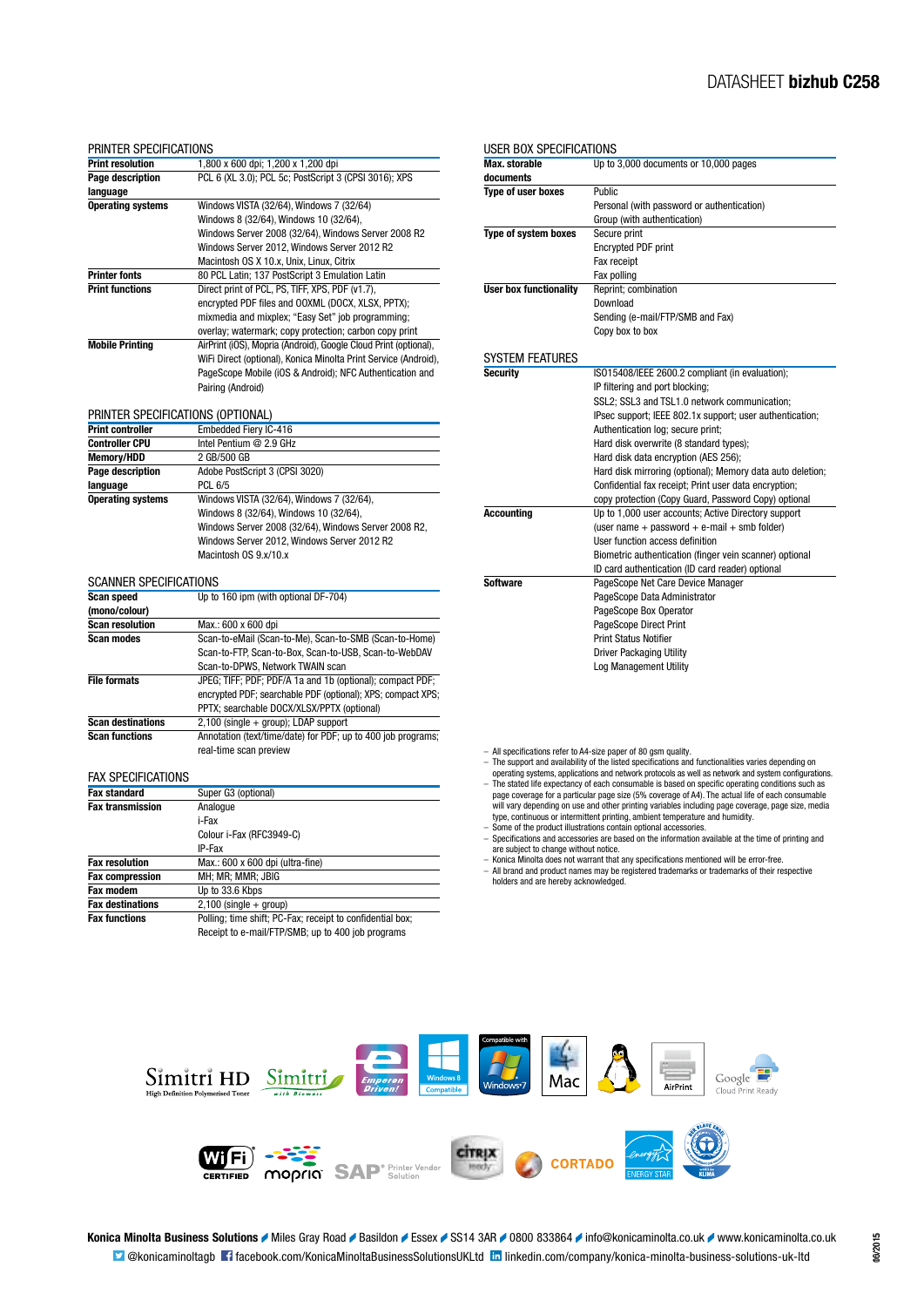# DATASHEET **bizhub C258**

## PRINTER SPECIFICATIONS

| | |
|---|---|
| **Print resolution** | 1,800 x 600 dpi; 1,200 x 1,200 dpi |
| **Page description language** | PCL 6 (XL 3.0); PCL 5c; PostScript 3 (CPSI 3016); XPS |
| **Operating systems** | Windows VISTA (32/64), Windows 7 (32/64) Windows 8 (32/64), Windows 10 (32/64), Windows Server 2008 (32/64), Windows Server 2008 R2 Windows Server 2012, Windows Server 2012 R2 Macintosh OS X 10.x, Unix, Linux, Citrix |
| **Printer fonts** | 80 PCL Latin; 137 PostScript 3 Emulation Latin |
| **Print functions** | Direct print of PCL, PS, TIFF, XPS, PDF (v1.7), encrypted PDF files and OOXML (DOCX, XLSX, PPTX); mixmedia and mixplex; "Easy Set" job programming; overlay; watermark; copy protection; carbon copy print |
| **Mobile Printing** | AirPrint (iOS), Mopria (Android), Google Cloud Print (optional), WiFi Direct (optional), Konica Minolta Print Service (Android), PageScope Mobile (iOS & Android); NFC Authentication and Pairing (Android) |

## PRINTER SPECIFICATIONS (OPTIONAL)

| | |
|---|---|
| **Print controller** | Embedded Fiery IC-416 |
| **Controller CPU** | Intel Pentium @ 2.9 GHz |
| **Memory/HDD** | 2 GB/500 GB |
| **Page description language** | Adobe PostScript 3 (CPSI 3020) PCL 6/5 |
| **Operating systems** | Windows VISTA (32/64), Windows 7 (32/64), Windows 8 (32/64), Windows 10 (32/64), Windows Server 2008 (32/64), Windows Server 2008 R2, Windows Server 2012, Windows Server 2012 R2 Macintosh OS 9.x/10.x |

## SCANNER SPECIFICATIONS

| | |
|---|---|
| **Scan speed (mono/colour)** | Up to 160 ipm (with optional DF-704) |
| **Scan resolution** | Max.: 600 x 600 dpi |
| **Scan modes** | Scan-to-eMail (Scan-to-Me), Scan-to-SMB (Scan-to-Home) Scan-to-FTP, Scan-to-Box, Scan-to-USB, Scan-to-WebDAV Scan-to-DPWS, Network TWAIN scan |
| **File formats** | JPEG; TIFF; PDF; PDF/A 1a and 1b (optional); compact PDF; encrypted PDF; searchable PDF (optional); XPS; compact XPS; PPTX; searchable DOCX/XLSX/PPTX (optional) |
| **Scan destinations** | 2,100 (single + group); LDAP support |
| **Scan functions** | Annotation (text/time/date) for PDF; up to 400 job programs; real-time scan preview |

## FAX SPECIFICATIONS

| | |
|---|---|
| **Fax standard** | Super G3 (optional) |
| **Fax transmission** | Analogue i-Fax Colour i-Fax (RFC3949-C) IP-Fax |
| **Fax resolution** | Max.: 600 x 600 dpi (ultra-fine) |
| **Fax compression** | MH; MR; MMR; JBIG |
| **Fax modem** | Up to 33.6 Kbps |
| **Fax destinations** | 2,100 (single + group) |
| **Fax functions** | Polling; time shift; PC-Fax; receipt to confidential box; Receipt to e-mail/FTP/SMB; up to 400 job programs |

## USER BOX SPECIFICATIONS

| | |
|---|---|
| **Max. storable documents** | Up to 3,000 documents or 10,000 pages |
| **Type of user boxes** | Public Personal (with password or authentication) Group (with authentication) |
| **Type of system boxes** | Secure print Encrypted PDF print Fax receipt Fax polling |
| **User box functionality** | Reprint; combination Download Sending (e-mail/FTP/SMB and Fax) Copy box to box |

## SYSTEM FEATURES

| | |
|---|---|
| **Security** | ISO15408/IEEE 2600.2 compliant (in evaluation); IP filtering and port blocking; SSL2; SSL3 and TSL1.0 network communication; IPsec support; IEEE 802.1x support; user authentication; Authentication log; secure print; Hard disk overwrite (8 standard types); Hard disk data encryption (AES 256); Hard disk mirroring (optional); Memory data auto deletion; Confidential fax receipt; Print user data encryption; copy protection (Copy Guard, Password Copy) optional |
| **Accounting** | Up to 1,000 user accounts; Active Directory support (user name + password + e-mail + smb folder) User function access definition Biometric authentication (finger vein scanner) optional ID card authentication (ID card reader) optional |
| **Software** | PageScope Net Care Device Manager PageScope Data Administrator PageScope Box Operator PageScope Direct Print Print Status Notifier Driver Packaging Utility Log Management Utility |

- All specifications refer to A4-size paper of 80 gsm quality.
- The support and availability of the listed specifications and functionalities varies depending on operating systems, applications and network protocols as well as network and system configurations.
- The stated life expectancy of each consumable is based on specific operating conditions such as page coverage for a particular page size (5% coverage of A4). The actual life of each consumable will vary depending on use and other printing variables including page coverage, page size, media type, continuous or intermittent printing, ambient temperature and humidity.
- Some of the product illustrations contain optional accessories.
- Specifications and accessories are based on the information available at the time of printing and are subject to change without notice.
- Konica Minolta does not warrant that any specifications mentioned will be error-free.
- All brand and product names may be registered trademarks or trademarks of their respective holders and are hereby acknowledged.

**Konica Minolta Business Solutions** / Miles Gray Road / Basildon / Essex / SS14 3AR / 0800 833864 / info@konicaminolta.co.uk / www.konicaminolta.co.uk
@konicaminoltagb facebook.com/KonicaMinoltaBusinessSolutionsUKLtd linkedin.com/company/konica-minolta-business-solutions-uk-ltd

06/2015